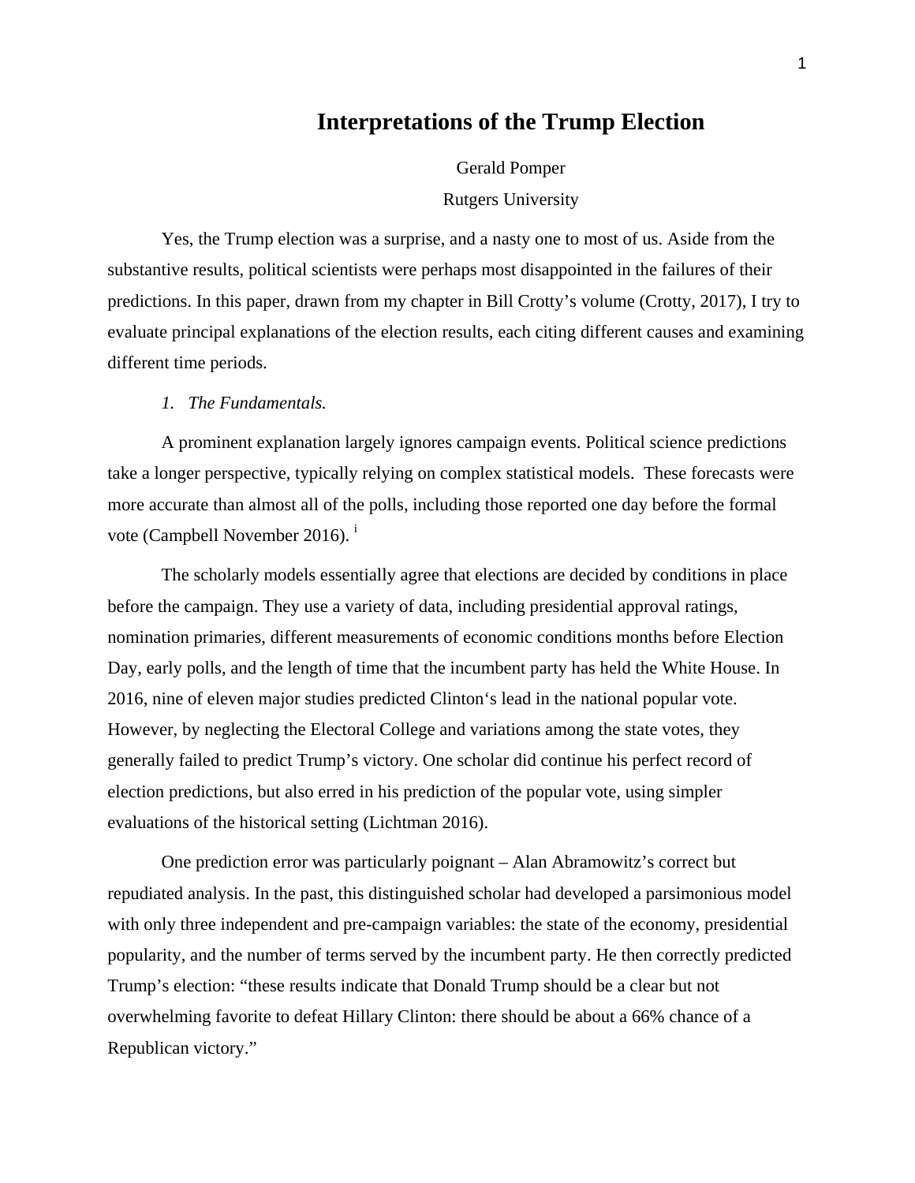# Interpretations of the Trump Election

Gerald Pomper

Rutgers University

Yes, the Trump election was a surprise, and a nasty one to most of us. Aside from the substantive results, political scientists were perhaps most disappointed in the failures of their predictions. In this paper, drawn from my chapter in Bill Crotty's volume (Crotty, 2017), I try to evaluate principal explanations of the election results, each citing different causes and examining different time periods.

*1. The Fundamentals.*

A prominent explanation largely ignores campaign events. Political science predictions take a longer perspective, typically relying on complex statistical models. These forecasts were more accurate than almost all of the polls, including those reported one day before the formal vote (Campbell November 2016). [i]

The scholarly models essentially agree that elections are decided by conditions in place before the campaign. They use a variety of data, including presidential approval ratings, nomination primaries, different measurements of economic conditions months before Election Day, early polls, and the length of time that the incumbent party has held the White House. In 2016, nine of eleven major studies predicted Clinton's lead in the national popular vote. However, by neglecting the Electoral College and variations among the state votes, they generally failed to predict Trump's victory. One scholar did continue his perfect record of election predictions, but also erred in his prediction of the popular vote, using simpler evaluations of the historical setting (Lichtman 2016).

One prediction error was particularly poignant – Alan Abramowitz's correct but repudiated analysis. In the past, this distinguished scholar had developed a parsimonious model with only three independent and pre-campaign variables: the state of the economy, presidential popularity, and the number of terms served by the incumbent party. He then correctly predicted Trump's election: "these results indicate that Donald Trump should be a clear but not overwhelming favorite to defeat Hillary Clinton: there should be about a 66% chance of a Republican victory."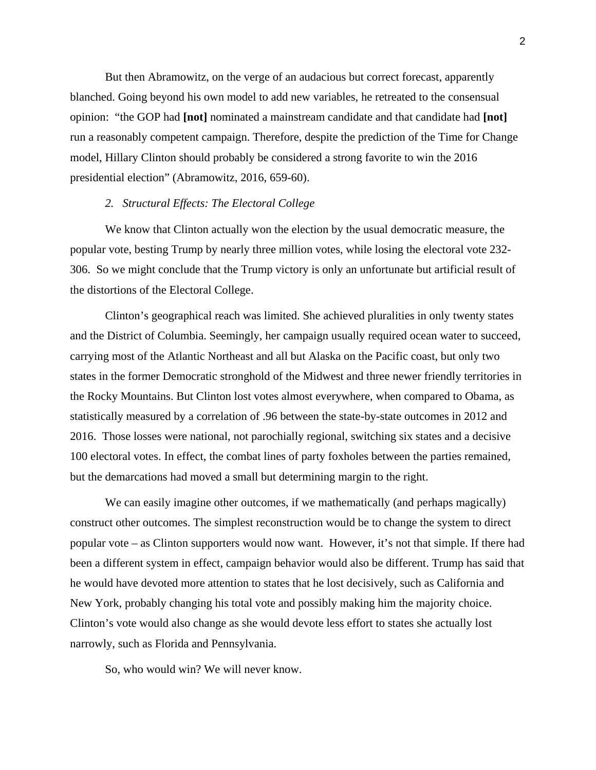But then Abramowitz, on the verge of an audacious but correct forecast, apparently blanched. Going beyond his own model to add new variables, he retreated to the consensual opinion: "the GOP had **[not]** nominated a mainstream candidate and that candidate had **[not]** run a reasonably competent campaign. Therefore, despite the prediction of the Time for Change model, Hillary Clinton should probably be considered a strong favorite to win the 2016 presidential election" (Abramowitz, 2016, 659-60).

*2. Structural Effects: The Electoral College*

We know that Clinton actually won the election by the usual democratic measure, the popular vote, besting Trump by nearly three million votes, while losing the electoral vote 232-306. So we might conclude that the Trump victory is only an unfortunate but artificial result of the distortions of the Electoral College.

Clinton's geographical reach was limited. She achieved pluralities in only twenty states and the District of Columbia. Seemingly, her campaign usually required ocean water to succeed, carrying most of the Atlantic Northeast and all but Alaska on the Pacific coast, but only two states in the former Democratic stronghold of the Midwest and three newer friendly territories in the Rocky Mountains. But Clinton lost votes almost everywhere, when compared to Obama, as statistically measured by a correlation of .96 between the state-by-state outcomes in 2012 and 2016. Those losses were national, not parochially regional, switching six states and a decisive 100 electoral votes. In effect, the combat lines of party foxholes between the parties remained, but the demarcations had moved a small but determining margin to the right.

We can easily imagine other outcomes, if we mathematically (and perhaps magically) construct other outcomes. The simplest reconstruction would be to change the system to direct popular vote – as Clinton supporters would now want. However, it's not that simple. If there had been a different system in effect, campaign behavior would also be different. Trump has said that he would have devoted more attention to states that he lost decisively, such as California and New York, probably changing his total vote and possibly making him the majority choice. Clinton's vote would also change as she would devote less effort to states she actually lost narrowly, such as Florida and Pennsylvania.

So, who would win? We will never know.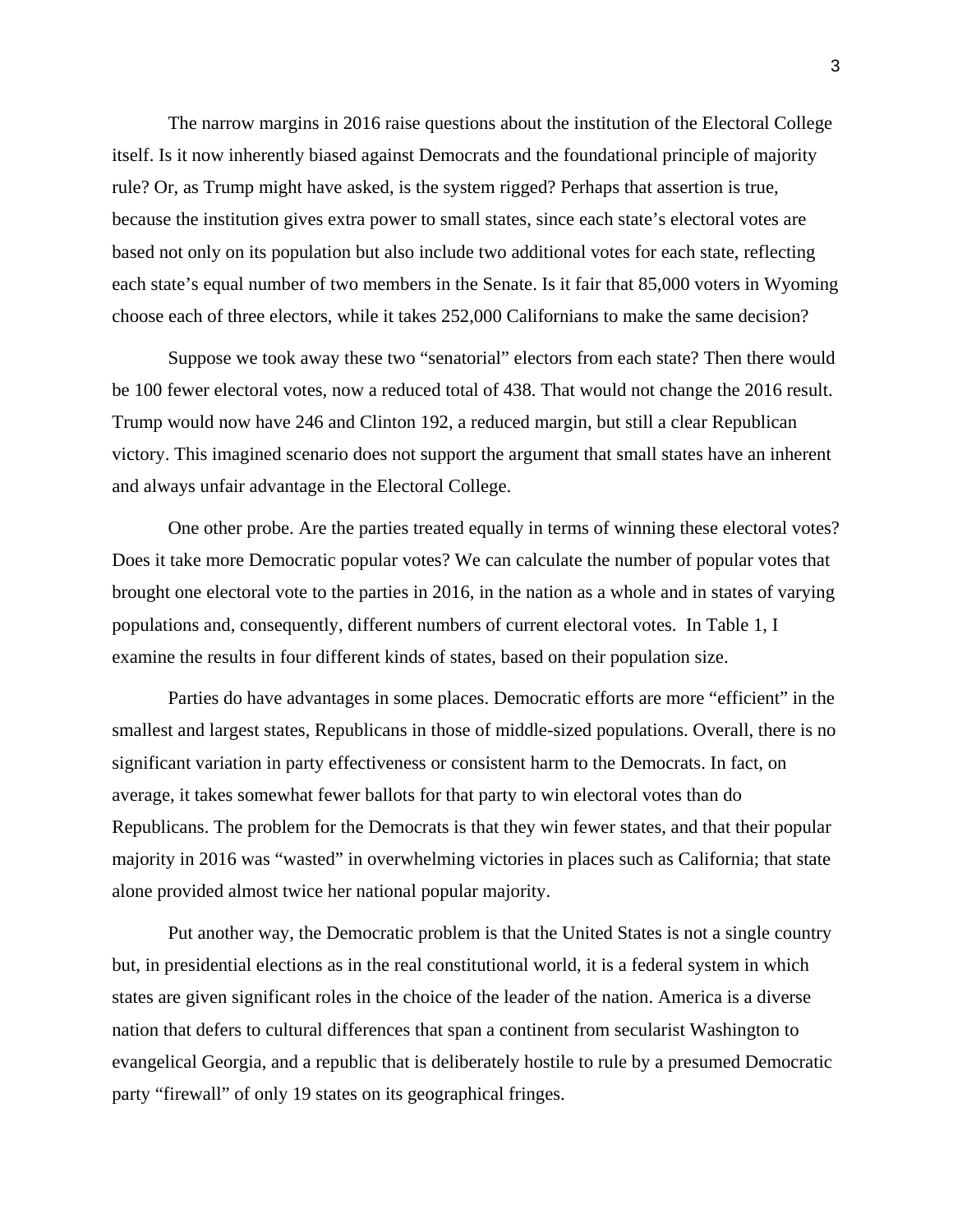The narrow margins in 2016 raise questions about the institution of the Electoral College itself. Is it now inherently biased against Democrats and the foundational principle of majority rule? Or, as Trump might have asked, is the system rigged? Perhaps that assertion is true, because the institution gives extra power to small states, since each state's electoral votes are based not only on its population but also include two additional votes for each state, reflecting each state's equal number of two members in the Senate. Is it fair that 85,000 voters in Wyoming choose each of three electors, while it takes 252,000 Californians to make the same decision?

Suppose we took away these two "senatorial" electors from each state? Then there would be 100 fewer electoral votes, now a reduced total of 438. That would not change the 2016 result. Trump would now have 246 and Clinton 192, a reduced margin, but still a clear Republican victory. This imagined scenario does not support the argument that small states have an inherent and always unfair advantage in the Electoral College.

One other probe. Are the parties treated equally in terms of winning these electoral votes? Does it take more Democratic popular votes? We can calculate the number of popular votes that brought one electoral vote to the parties in 2016, in the nation as a whole and in states of varying populations and, consequently, different numbers of current electoral votes. In Table 1, I examine the results in four different kinds of states, based on their population size.

Parties do have advantages in some places. Democratic efforts are more "efficient" in the smallest and largest states, Republicans in those of middle-sized populations. Overall, there is no significant variation in party effectiveness or consistent harm to the Democrats. In fact, on average, it takes somewhat fewer ballots for that party to win electoral votes than do Republicans. The problem for the Democrats is that they win fewer states, and that their popular majority in 2016 was "wasted" in overwhelming victories in places such as California; that state alone provided almost twice her national popular majority.

Put another way, the Democratic problem is that the United States is not a single country but, in presidential elections as in the real constitutional world, it is a federal system in which states are given significant roles in the choice of the leader of the nation. America is a diverse nation that defers to cultural differences that span a continent from secularist Washington to evangelical Georgia, and a republic that is deliberately hostile to rule by a presumed Democratic party "firewall" of only 19 states on its geographical fringes.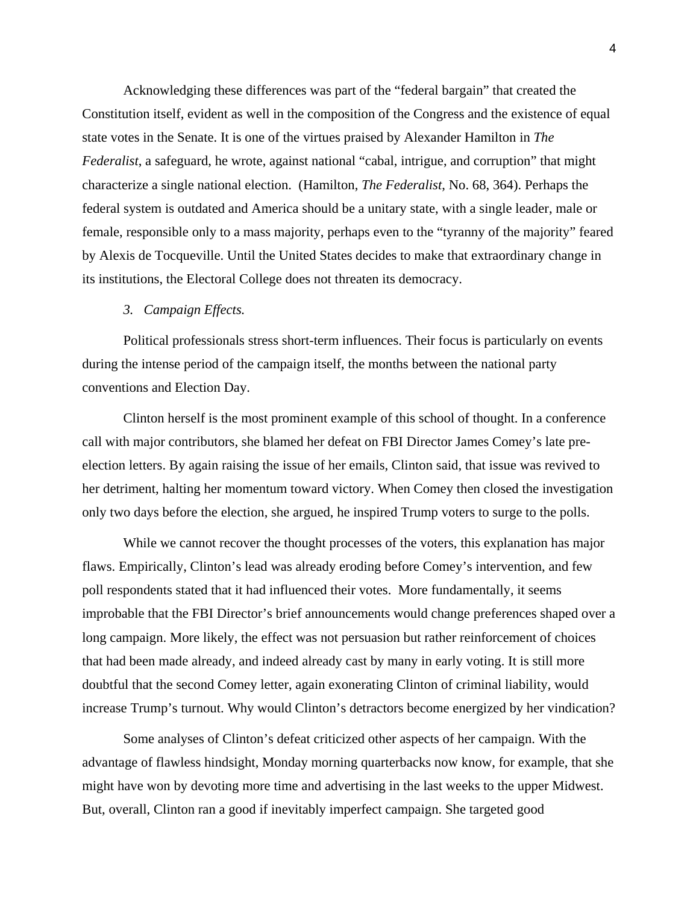Acknowledging these differences was part of the "federal bargain" that created the Constitution itself, evident as well in the composition of the Congress and the existence of equal state votes in the Senate. It is one of the virtues praised by Alexander Hamilton in *The Federalist*, a safeguard, he wrote, against national "cabal, intrigue, and corruption" that might characterize a single national election. (Hamilton, *The Federalist*, No. 68, 364). Perhaps the federal system is outdated and America should be a unitary state, with a single leader, male or female, responsible only to a mass majority, perhaps even to the "tyranny of the majority" feared by Alexis de Tocqueville. Until the United States decides to make that extraordinary change in its institutions, the Electoral College does not threaten its democracy.

### *3. Campaign Effects.*

Political professionals stress short-term influences. Their focus is particularly on events during the intense period of the campaign itself, the months between the national party conventions and Election Day.

Clinton herself is the most prominent example of this school of thought. In a conference call with major contributors, she blamed her defeat on FBI Director James Comey's late pre-election letters. By again raising the issue of her emails, Clinton said, that issue was revived to her detriment, halting her momentum toward victory. When Comey then closed the investigation only two days before the election, she argued, he inspired Trump voters to surge to the polls.

While we cannot recover the thought processes of the voters, this explanation has major flaws. Empirically, Clinton's lead was already eroding before Comey's intervention, and few poll respondents stated that it had influenced their votes. More fundamentally, it seems improbable that the FBI Director's brief announcements would change preferences shaped over a long campaign. More likely, the effect was not persuasion but rather reinforcement of choices that had been made already, and indeed already cast by many in early voting. It is still more doubtful that the second Comey letter, again exonerating Clinton of criminal liability, would increase Trump's turnout. Why would Clinton's detractors become energized by her vindication?

Some analyses of Clinton's defeat criticized other aspects of her campaign. With the advantage of flawless hindsight, Monday morning quarterbacks now know, for example, that she might have won by devoting more time and advertising in the last weeks to the upper Midwest. But, overall, Clinton ran a good if inevitably imperfect campaign. She targeted good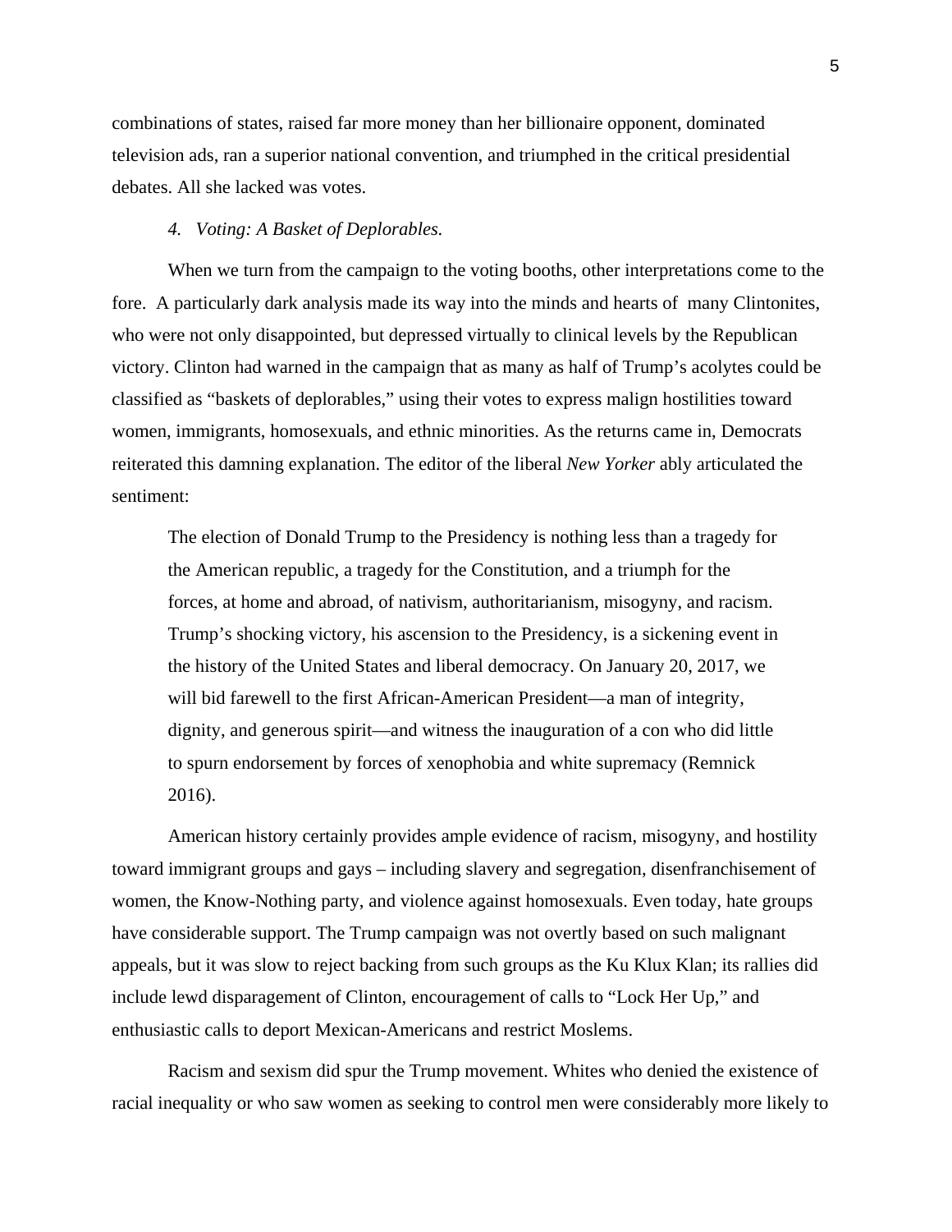combinations of states, raised far more money than her billionaire opponent, dominated television ads, ran a superior national convention, and triumphed in the critical presidential debates. All she lacked was votes.

*4. Voting: A Basket of Deplorables.*

When we turn from the campaign to the voting booths, other interpretations come to the fore. A particularly dark analysis made its way into the minds and hearts of many Clintonites, who were not only disappointed, but depressed virtually to clinical levels by the Republican victory. Clinton had warned in the campaign that as many as half of Trump's acolytes could be classified as "baskets of deplorables," using their votes to express malign hostilities toward women, immigrants, homosexuals, and ethnic minorities. As the returns came in, Democrats reiterated this damning explanation. The editor of the liberal *New Yorker* ably articulated the sentiment:

> The election of Donald Trump to the Presidency is nothing less than a tragedy for the American republic, a tragedy for the Constitution, and a triumph for the forces, at home and abroad, of nativism, authoritarianism, misogyny, and racism. Trump's shocking victory, his ascension to the Presidency, is a sickening event in the history of the United States and liberal democracy. On January 20, 2017, we will bid farewell to the first African-American President—a man of integrity, dignity, and generous spirit—and witness the inauguration of a con who did little to spurn endorsement by forces of xenophobia and white supremacy (Remnick 2016).

American history certainly provides ample evidence of racism, misogyny, and hostility toward immigrant groups and gays – including slavery and segregation, disenfranchisement of women, the Know-Nothing party, and violence against homosexuals. Even today, hate groups have considerable support. The Trump campaign was not overtly based on such malignant appeals, but it was slow to reject backing from such groups as the Ku Klux Klan; its rallies did include lewd disparagement of Clinton, encouragement of calls to "Lock Her Up," and enthusiastic calls to deport Mexican-Americans and restrict Moslems.

Racism and sexism did spur the Trump movement. Whites who denied the existence of racial inequality or who saw women as seeking to control men were considerably more likely to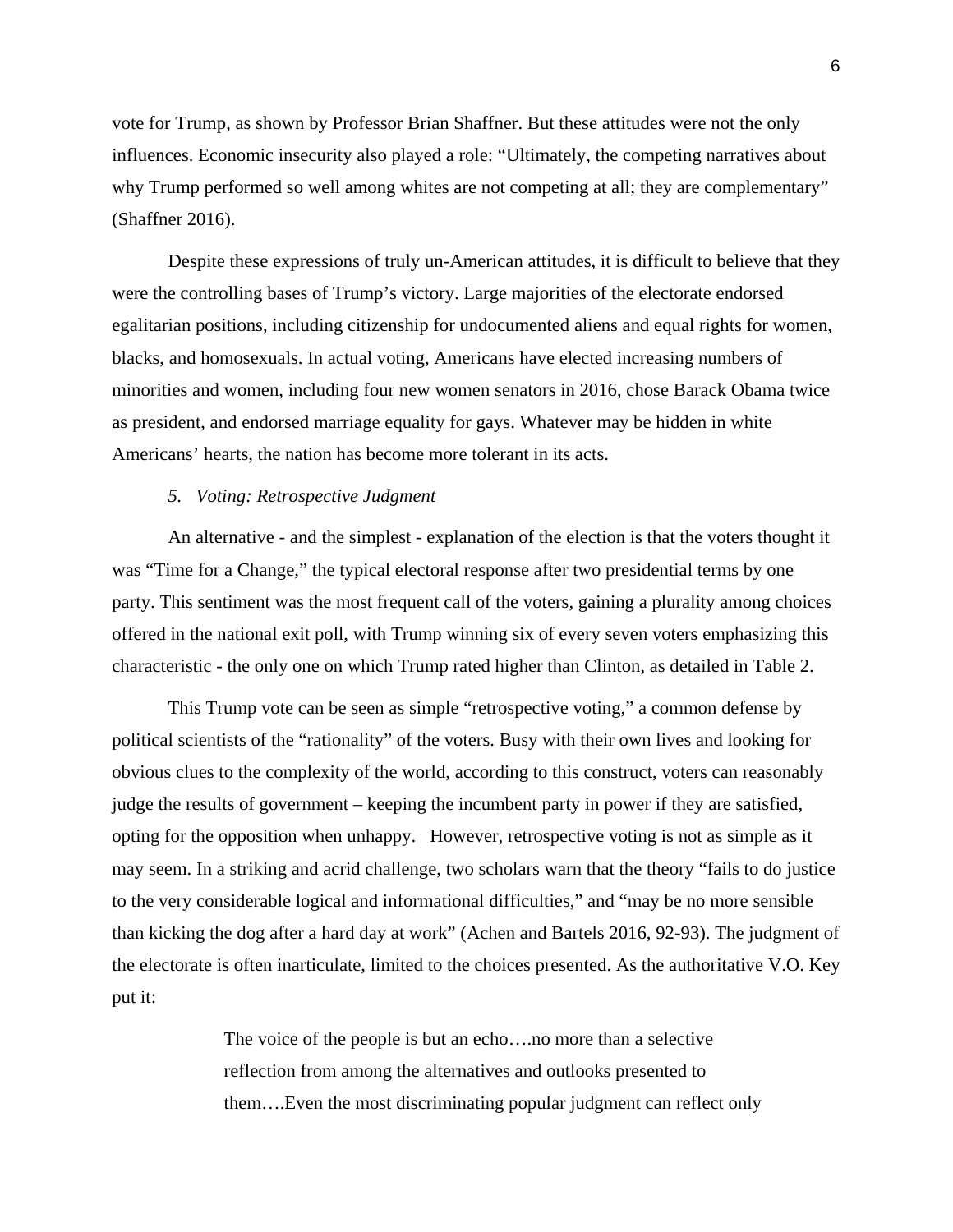vote for Trump, as shown by Professor Brian Shaffner. But these attitudes were not the only influences. Economic insecurity also played a role: "Ultimately, the competing narratives about why Trump performed so well among whites are not competing at all; they are complementary" (Shaffner 2016).

Despite these expressions of truly un-American attitudes, it is difficult to believe that they were the controlling bases of Trump's victory. Large majorities of the electorate endorsed egalitarian positions, including citizenship for undocumented aliens and equal rights for women, blacks, and homosexuals. In actual voting, Americans have elected increasing numbers of minorities and women, including four new women senators in 2016, chose Barack Obama twice as president, and endorsed marriage equality for gays. Whatever may be hidden in white Americans' hearts, the nation has become more tolerant in its acts.

*5. Voting: Retrospective Judgment*

An alternative - and the simplest - explanation of the election is that the voters thought it was "Time for a Change," the typical electoral response after two presidential terms by one party. This sentiment was the most frequent call of the voters, gaining a plurality among choices offered in the national exit poll, with Trump winning six of every seven voters emphasizing this characteristic - the only one on which Trump rated higher than Clinton, as detailed in Table 2.

This Trump vote can be seen as simple "retrospective voting," a common defense by political scientists of the "rationality" of the voters. Busy with their own lives and looking for obvious clues to the complexity of the world, according to this construct, voters can reasonably judge the results of government – keeping the incumbent party in power if they are satisfied, opting for the opposition when unhappy. However, retrospective voting is not as simple as it may seem. In a striking and acrid challenge, two scholars warn that the theory "fails to do justice to the very considerable logical and informational difficulties," and "may be no more sensible than kicking the dog after a hard day at work" (Achen and Bartels 2016, 92-93). The judgment of the electorate is often inarticulate, limited to the choices presented. As the authoritative V.O. Key put it:

> The voice of the people is but an echo….no more than a selective reflection from among the alternatives and outlooks presented to them….Even the most discriminating popular judgment can reflect only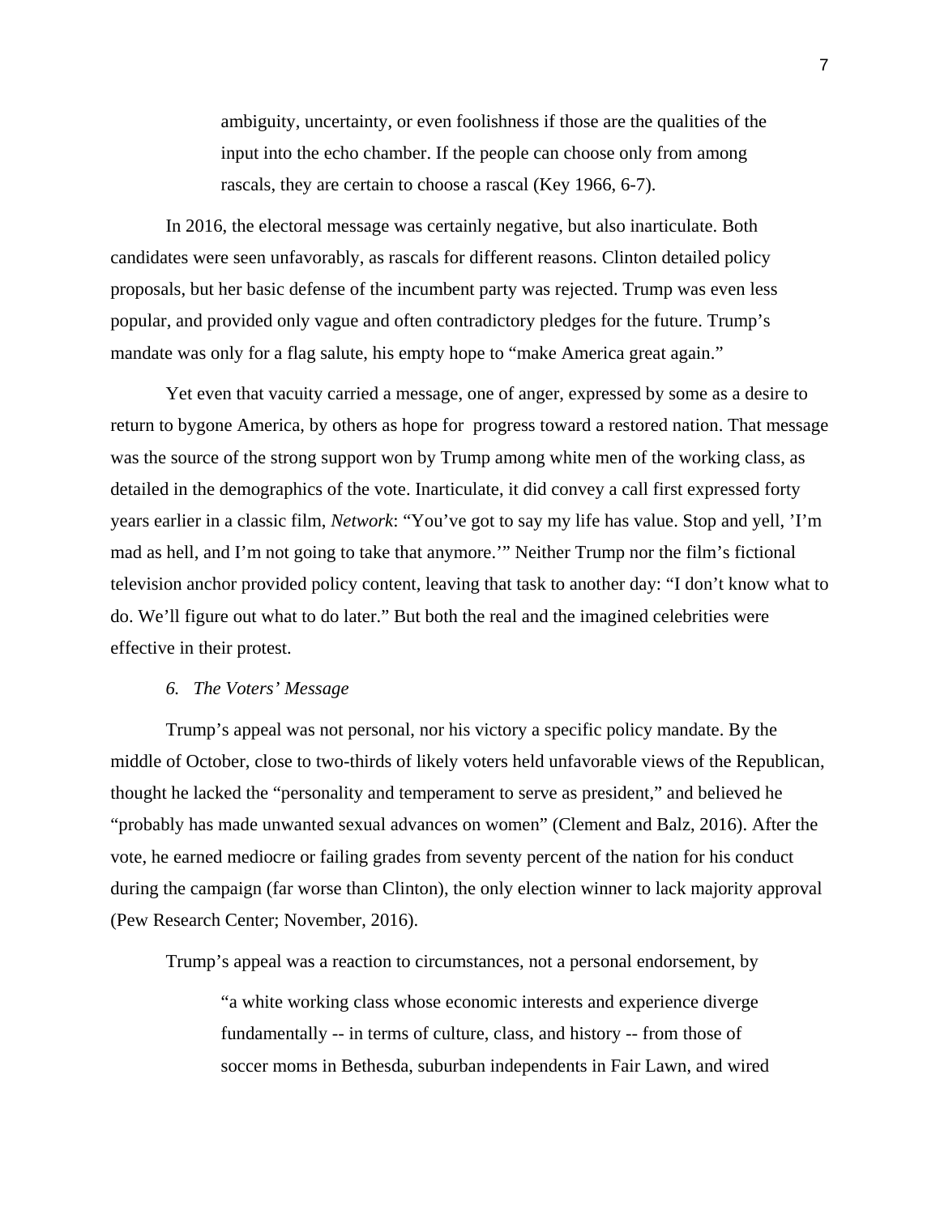> ambiguity, uncertainty, or even foolishness if those are the qualities of the input into the echo chamber. If the people can choose only from among rascals, they are certain to choose a rascal (Key 1966, 6-7).

In 2016, the electoral message was certainly negative, but also inarticulate. Both candidates were seen unfavorably, as rascals for different reasons. Clinton detailed policy proposals, but her basic defense of the incumbent party was rejected. Trump was even less popular, and provided only vague and often contradictory pledges for the future. Trump's mandate was only for a flag salute, his empty hope to "make America great again."

Yet even that vacuity carried a message, one of anger, expressed by some as a desire to return to bygone America, by others as hope for progress toward a restored nation. That message was the source of the strong support won by Trump among white men of the working class, as detailed in the demographics of the vote. Inarticulate, it did convey a call first expressed forty years earlier in a classic film, *Network*: "You've got to say my life has value. Stop and yell, 'I'm mad as hell, and I'm not going to take that anymore.'" Neither Trump nor the film's fictional television anchor provided policy content, leaving that task to another day: "I don't know what to do. We'll figure out what to do later." But both the real and the imagined celebrities were effective in their protest.

### *6. The Voters' Message*

Trump's appeal was not personal, nor his victory a specific policy mandate. By the middle of October, close to two-thirds of likely voters held unfavorable views of the Republican, thought he lacked the "personality and temperament to serve as president," and believed he "probably has made unwanted sexual advances on women" (Clement and Balz, 2016). After the vote, he earned mediocre or failing grades from seventy percent of the nation for his conduct during the campaign (far worse than Clinton), the only election winner to lack majority approval (Pew Research Center; November, 2016).

Trump's appeal was a reaction to circumstances, not a personal endorsement, by

> "a white working class whose economic interests and experience diverge fundamentally -- in terms of culture, class, and history -- from those of soccer moms in Bethesda, suburban independents in Fair Lawn, and wired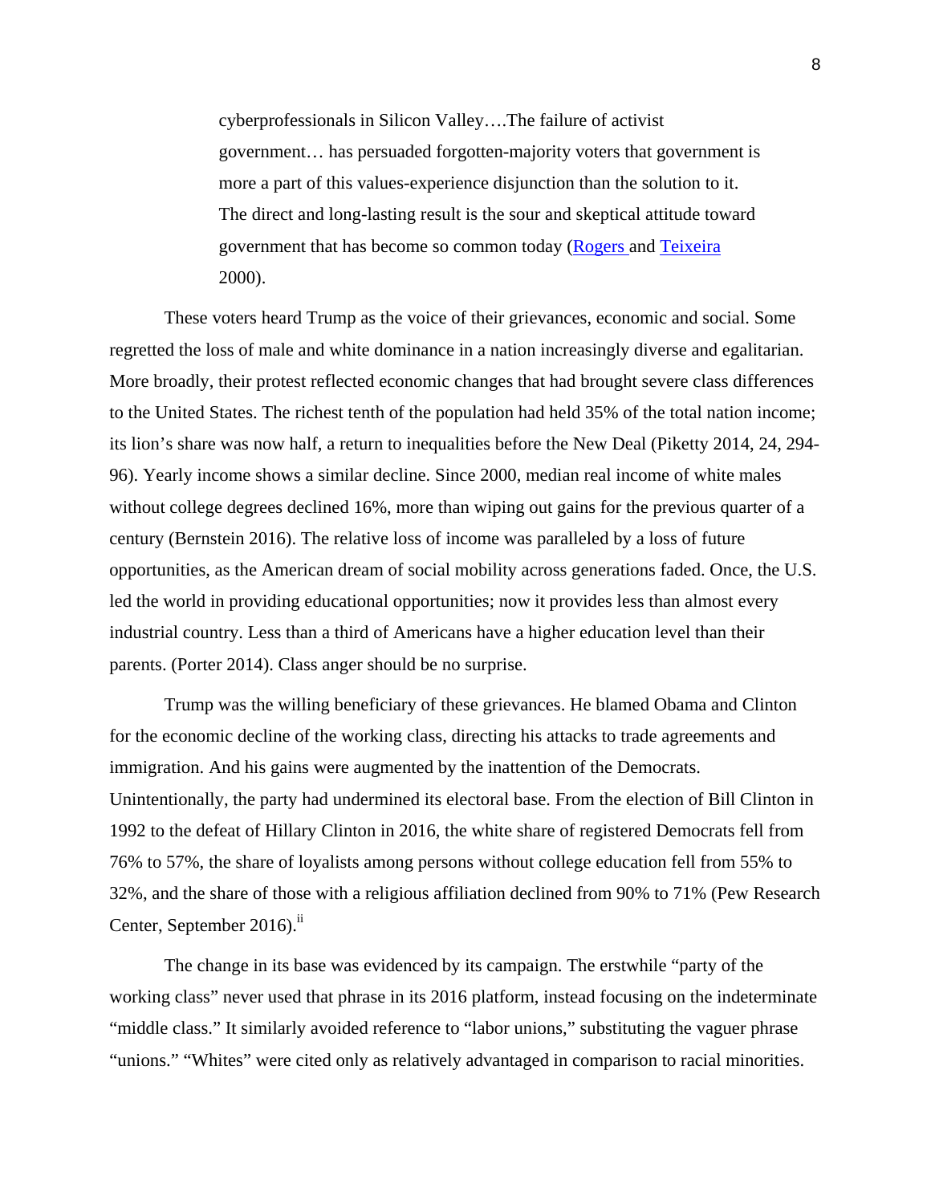> cyberprofessionals in Silicon Valley….The failure of activist government… has persuaded forgotten-majority voters that government is more a part of this values-experience disjunction than the solution to it. The direct and long-lasting result is the sour and skeptical attitude toward government that has become so common today (Rogers and Teixeira 2000).

These voters heard Trump as the voice of their grievances, economic and social. Some regretted the loss of male and white dominance in a nation increasingly diverse and egalitarian. More broadly, their protest reflected economic changes that had brought severe class differences to the United States. The richest tenth of the population had held 35% of the total nation income; its lion's share was now half, a return to inequalities before the New Deal (Piketty 2014, 24, 294-96). Yearly income shows a similar decline. Since 2000, median real income of white males without college degrees declined 16%, more than wiping out gains for the previous quarter of a century (Bernstein 2016). The relative loss of income was paralleled by a loss of future opportunities, as the American dream of social mobility across generations faded. Once, the U.S. led the world in providing educational opportunities; now it provides less than almost every industrial country. Less than a third of Americans have a higher education level than their parents. (Porter 2014). Class anger should be no surprise.

Trump was the willing beneficiary of these grievances. He blamed Obama and Clinton for the economic decline of the working class, directing his attacks to trade agreements and immigration. And his gains were augmented by the inattention of the Democrats. Unintentionally, the party had undermined its electoral base. From the election of Bill Clinton in 1992 to the defeat of Hillary Clinton in 2016, the white share of registered Democrats fell from 76% to 57%, the share of loyalists among persons without college education fell from 55% to 32%, and the share of those with a religious affiliation declined from 90% to 71% (Pew Research Center, September 2016).[ii]

The change in its base was evidenced by its campaign. The erstwhile "party of the working class" never used that phrase in its 2016 platform, instead focusing on the indeterminate "middle class." It similarly avoided reference to "labor unions," substituting the vaguer phrase "unions." "Whites" were cited only as relatively advantaged in comparison to racial minorities.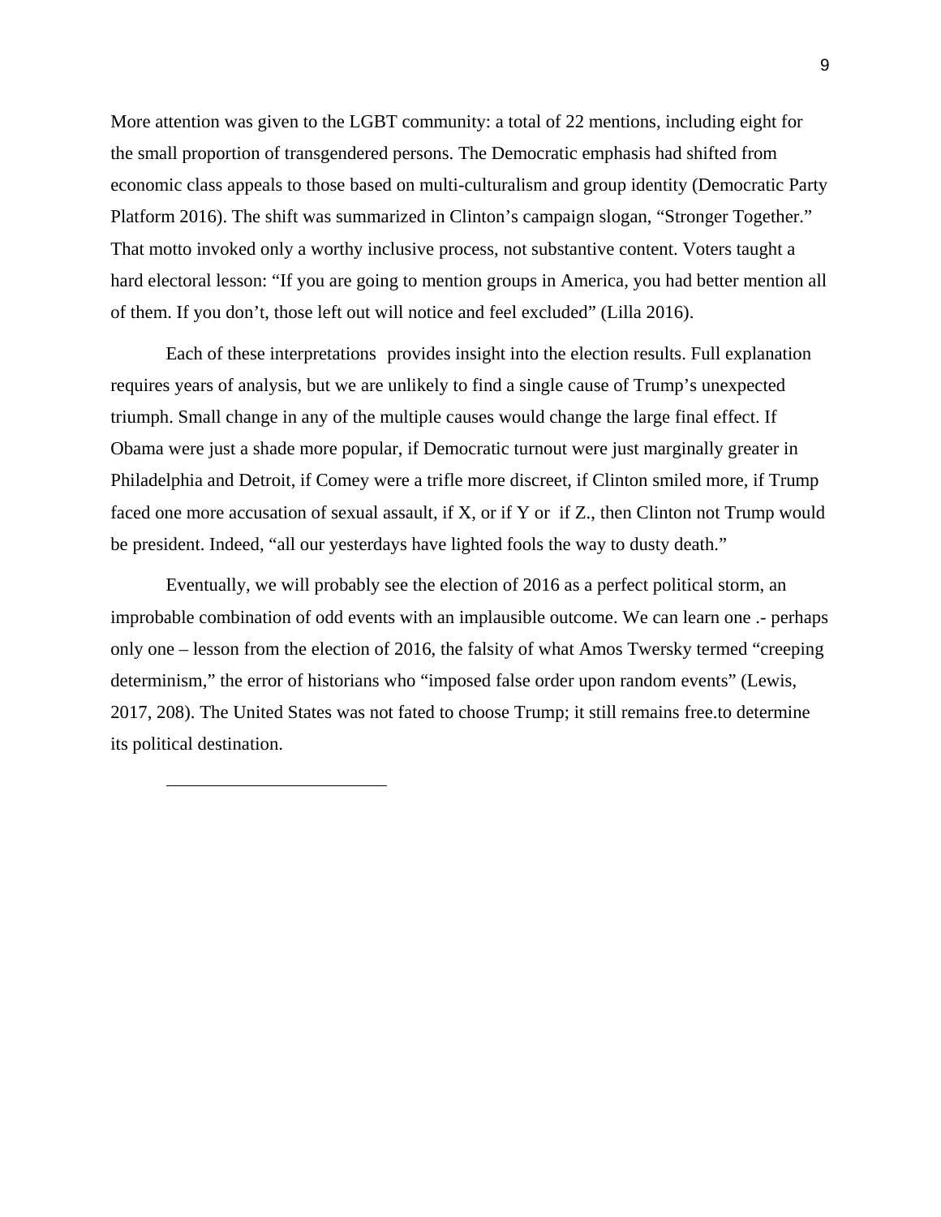More attention was given to the LGBT community: a total of 22 mentions, including eight for the small proportion of transgendered persons. The Democratic emphasis had shifted from economic class appeals to those based on multi-culturalism and group identity (Democratic Party Platform 2016). The shift was summarized in Clinton's campaign slogan, "Stronger Together." That motto invoked only a worthy inclusive process, not substantive content. Voters taught a hard electoral lesson: "If you are going to mention groups in America, you had better mention all of them. If you don't, those left out will notice and feel excluded" (Lilla 2016).

Each of these interpretations provides insight into the election results. Full explanation requires years of analysis, but we are unlikely to find a single cause of Trump's unexpected triumph. Small change in any of the multiple causes would change the large final effect. If Obama were just a shade more popular, if Democratic turnout were just marginally greater in Philadelphia and Detroit, if Comey were a trifle more discreet, if Clinton smiled more, if Trump faced one more accusation of sexual assault, if X, or if Y or if Z., then Clinton not Trump would be president. Indeed, "all our yesterdays have lighted fools the way to dusty death."

Eventually, we will probably see the election of 2016 as a perfect political storm, an improbable combination of odd events with an implausible outcome. We can learn one .- perhaps only one – lesson from the election of 2016, the falsity of what Amos Twersky termed "creeping determinism," the error of historians who "imposed false order upon random events" (Lewis, 2017, 208). The United States was not fated to choose Trump; it still remains free.to determine its political destination.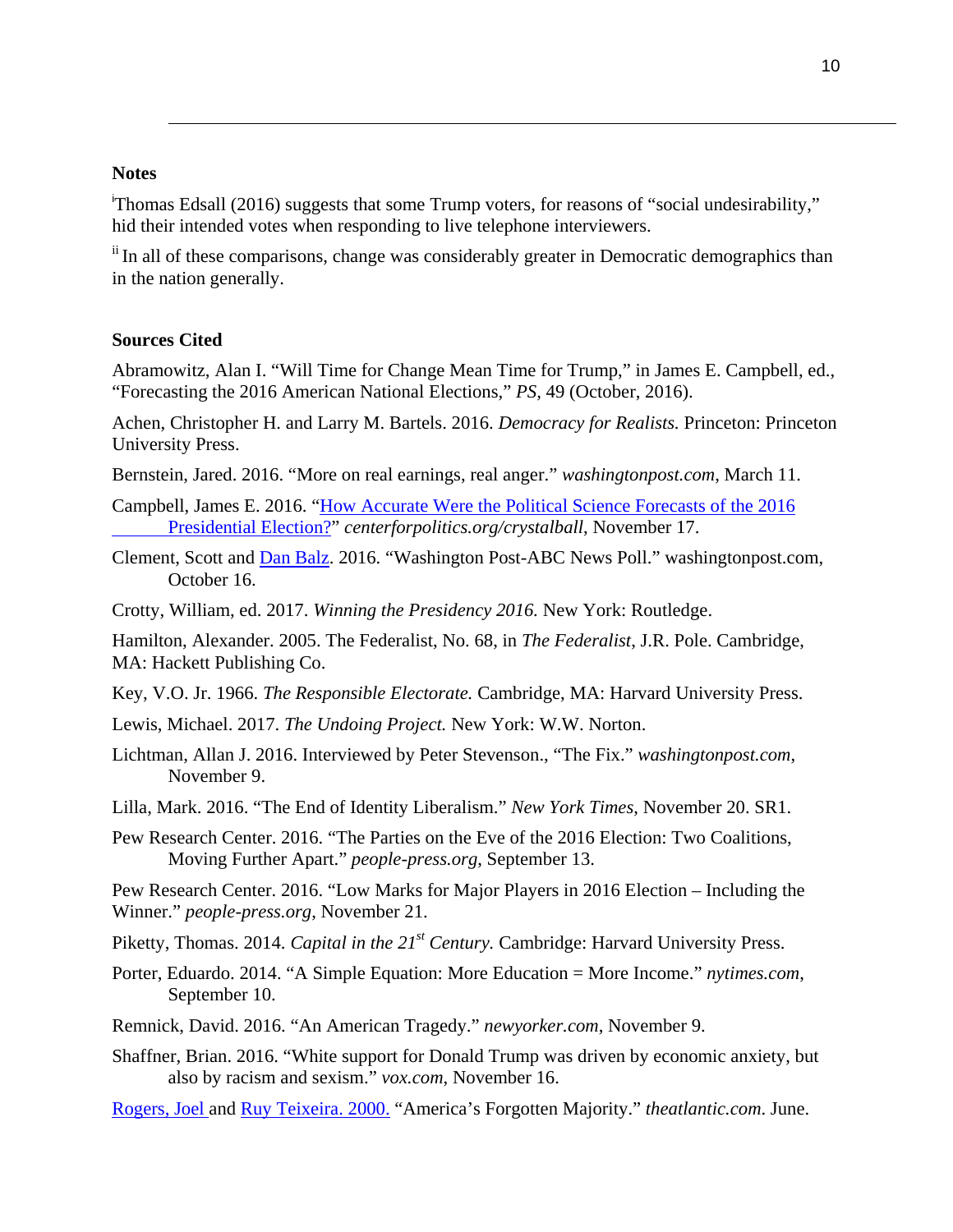## Notes

[i]Thomas Edsall (2016) suggests that some Trump voters, for reasons of "social undesirability," hid their intended votes when responding to live telephone interviewers.

[ii] In all of these comparisons, change was considerably greater in Democratic demographics than in the nation generally.

## Sources Cited

Abramowitz, Alan I. "Will Time for Change Mean Time for Trump," in James E. Campbell, ed., "Forecasting the 2016 American National Elections," *PS*, 49 (October, 2016).

Achen, Christopher H. and Larry M. Bartels. 2016. *Democracy for Realists.* Princeton: Princeton University Press.

Bernstein, Jared. 2016. "More on real earnings, real anger." *washingtonpost.com*, March 11.

Campbell, James E. 2016. "How Accurate Were the Political Science Forecasts of the 2016 Presidential Election?" *centerforpolitics.org/crystalball*, November 17.

Clement, Scott and Dan Balz. 2016. "Washington Post-ABC News Poll." washingtonpost.com, October 16.

Crotty, William, ed. 2017. *Winning the Presidency 2016.* New York: Routledge.

Hamilton, Alexander. 2005. The Federalist, No. 68, in *The Federalist*, J.R. Pole. Cambridge, MA: Hackett Publishing Co.

Key, V.O. Jr. 1966. *The Responsible Electorate.* Cambridge, MA: Harvard University Press.

Lewis, Michael. 2017. *The Undoing Project.* New York: W.W. Norton.

Lichtman, Allan J. 2016. Interviewed by Peter Stevenson., "The Fix." *washingtonpost.com*, November 9.

Lilla, Mark. 2016. "The End of Identity Liberalism." *New York Times*, November 20. SR1.

Pew Research Center. 2016. "The Parties on the Eve of the 2016 Election: Two Coalitions, Moving Further Apart." *people-press.org*, September 13.

Pew Research Center. 2016. "Low Marks for Major Players in 2016 Election – Including the Winner." *people-press.org*, November 21.

Piketty, Thomas. 2014. *Capital in the 21st Century.* Cambridge: Harvard University Press.

Porter, Eduardo. 2014. "A Simple Equation: More Education = More Income." *nytimes.com*, September 10.

Remnick, David. 2016. "An American Tragedy." *newyorker.com*, November 9.

Shaffner, Brian. 2016. "White support for Donald Trump was driven by economic anxiety, but also by racism and sexism." *vox.com*, November 16.

Rogers, Joel and Ruy Teixeira. 2000. "America's Forgotten Majority." *theatlantic.com*. June.